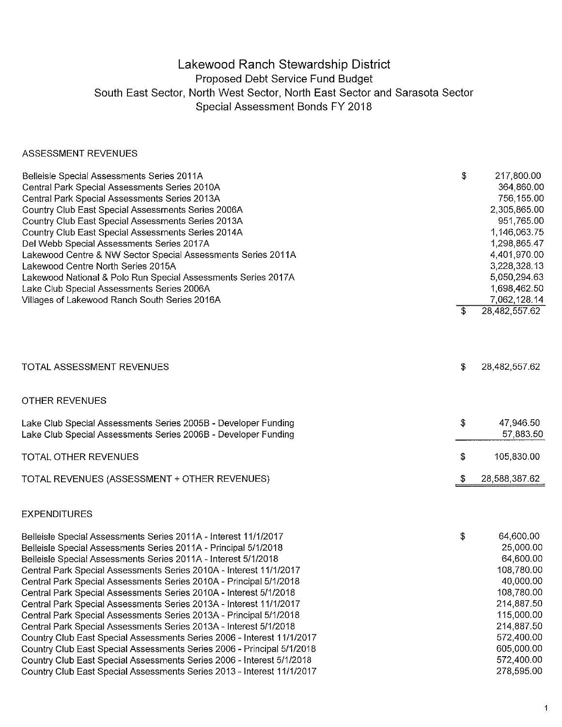# Lakewood Ranch Stewardship District

## Proposed Debt Service Fund Budget

## South East Sector, North West Sector, North East Sector and Sarasota Sector

## Special Assessment Bonds FY 2018

### ASSESSMENT REVENUES

| | |
|---|---|
| Belleisle Special Assessments Series 2011A | $ 217,800.00 |
| Central Park Special Assessments Series 2010A | 364,860.00 |
| Central Park Special Assessments Series 2013A | 756,155.00 |
| Country Club East Special Assessments Series 2006A | 2,305,865.00 |
| Country Club East Special Assessments Series 2013A | 951,765.00 |
| Country Club East Special Assessments Series 2014A | 1,146,063.75 |
| Del Webb Special Assessments Series 2017A | 1,298,865.47 |
| Lakewood Centre & NW Sector Special Assessments Series 2011A | 4,401,970.00 |
| Lakewood Centre North Series 2015A | 3,228,328.13 |
| Lakewood National & Polo Run Special Assessments Series 2017A | 5,050,294.63 |
| Lake Club Special Assessments Series 2006A | 1,698,462.50 |
| Villages of Lakewood Ranch South Series 2016A | 7,062,128.14 |
| | $ 28,482,557.62 |

| | |
|---|---|
| TOTAL ASSESSMENT REVENUES | $ 28,482,557.62 |

### OTHER REVENUES

| | |
|---|---|
| Lake Club Special Assessments Series 2005B - Developer Funding | $ 47,946.50 |
| Lake Club Special Assessments Series 2006B - Developer Funding | 57,883.50 |
| TOTAL OTHER REVENUES | $ 105,830.00 |
| TOTAL REVENUES (ASSESSMENT + OTHER REVENUES) | $ 28,588,387.62 |

### EXPENDITURES

| | |
|---|---|
| Belleisle Special Assessments Series 2011A - Interest 11/1/2017 | $ 64,600.00 |
| Belleisle Special Assessments Series 2011A - Principal 5/1/2018 | 25,000.00 |
| Belleisle Special Assessments Series 2011A - Interest 5/1/2018 | 64,600.00 |
| Central Park Special Assessments Series 2010A - Interest 11/1/2017 | 108,780.00 |
| Central Park Special Assessments Series 2010A - Principal 5/1/2018 | 40,000.00 |
| Central Park Special Assessments Series 2010A - Interest 5/1/2018 | 108,780.00 |
| Central Park Special Assessments Series 2013A - Interest 11/1/2017 | 214,887.50 |
| Central Park Special Assessments Series 2013A - Principal 5/1/2018 | 115,000.00 |
| Central Park Special Assessments Series 2013A - Interest 5/1/2018 | 214,887.50 |
| Country Club East Special Assessments Series 2006 - Interest 11/1/2017 | 572,400.00 |
| Country Club East Special Assessments Series 2006 - Principal 5/1/2018 | 605,000.00 |
| Country Club East Special Assessments Series 2006 - Interest 5/1/2018 | 572,400.00 |
| Country Club East Special Assessments Series 2013 - Interest 11/1/2017 | 278,595.00 |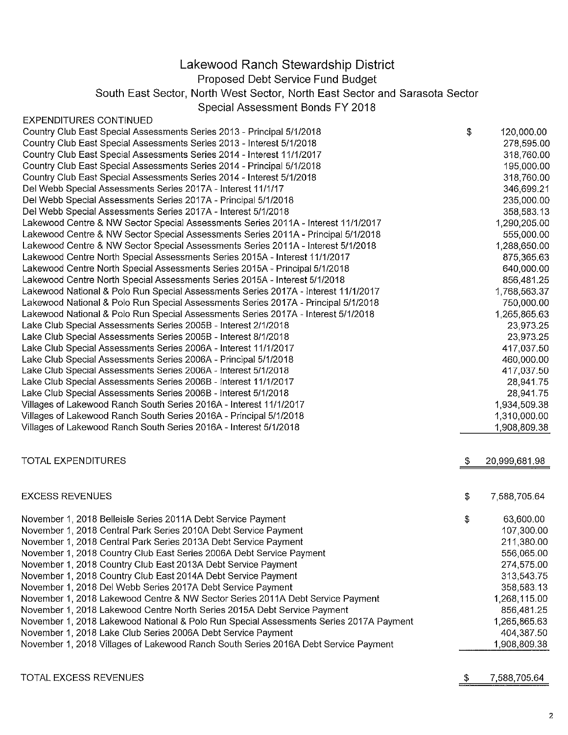# Lakewood Ranch Stewardship District

## Proposed Debt Service Fund Budget

## South East Sector, North West Sector, North East Sector and Sarasota Sector

## Special Assessment Bonds FY 2018

| | |
|---|---|
| **EXPENDITURES CONTINUED** | |
| Country Club East Special Assessments Series 2013 - Principal 5/1/2018 | $ 120,000.00 |
| Country Club East Special Assessments Series 2013 - Interest 5/1/2018 | 278,595.00 |
| Country Club East Special Assessments Series 2014 - Interest 11/1/2017 | 318,760.00 |
| Country Club East Special Assessments Series 2014 - Principal 5/1/2018 | 195,000.00 |
| Country Club East Special Assessments Series 2014 - Interest 5/1/2018 | 318,760.00 |
| Del Webb Special Assessments Series 2017A - Interest 11/1/17 | 346,699.21 |
| Del Webb Special Assessments Series 2017A - Principal 5/1/2018 | 235,000.00 |
| Del Webb Special Assessments Series 2017A - Interest 5/1/2018 | 358,583.13 |
| Lakewood Centre & NW Sector Special Assessments Series 2011A - Interest 11/1/2017 | 1,290,205.00 |
| Lakewood Centre & NW Sector Special Assessments Series 2011A - Principal 5/1/2018 | 555,000.00 |
| Lakewood Centre & NW Sector Special Assessments Series 2011A - Interest 5/1/2018 | 1,288,650.00 |
| Lakewood Centre North Special Assessments Series 2015A - Interest 11/1/2017 | 875,365.63 |
| Lakewood Centre North Special Assessments Series 2015A - Principal 5/1/2018 | 640,000.00 |
| Lakewood Centre North Special Assessments Series 2015A - Interest 5/1/2018 | 856,481.25 |
| Lakewood National & Polo Run Special Assessments Series 2017A - Interest 11/1/2017 | 1,768,563.37 |
| Lakewood National & Polo Run Special Assessments Series 2017A - Principal 5/1/2018 | 750,000.00 |
| Lakewood National & Polo Run Special Assessments Series 2017A - Interest 5/1/2018 | 1,265,865.63 |
| Lake Club Special Assessments Series 2005B - Interest 2/1/2018 | 23,973.25 |
| Lake Club Special Assessments Series 2005B - Interest 8/1/2018 | 23,973.25 |
| Lake Club Special Assessments Series 2006A - Interest 11/1/2017 | 417,037.50 |
| Lake Club Special Assessments Series 2006A - Principal 5/1/2018 | 460,000.00 |
| Lake Club Special Assessments Series 2006A - Interest 5/1/2018 | 417,037.50 |
| Lake Club Special Assessments Series 2006B - Interest 11/1/2017 | 28,941.75 |
| Lake Club Special Assessments Series 2006B - Interest 5/1/2018 | 28,941.75 |
| Villages of Lakewood Ranch South Series 2016A - Interest 11/1/2017 | 1,934,509.38 |
| Villages of Lakewood Ranch South Series 2016A - Principal 5/1/2018 | 1,310,000.00 |
| Villages of Lakewood Ranch South Series 2016A - Interest 5/1/2018 | 1,908,809.38 |
| | |
| TOTAL EXPENDITURES | $ 20,999,681.98 |
| | |
| EXCESS REVENUES | $ 7,588,705.64 |
| | |
| November 1, 2018 Belleisle Series 2011A Debt Service Payment | $ 63,600.00 |
| November 1, 2018 Central Park Series 2010A Debt Service Payment | 107,300.00 |
| November 1, 2018 Central Park Series 2013A Debt Service Payment | 211,380.00 |
| November 1, 2018 Country Club East Series 2006A Debt Service Payment | 556,065.00 |
| November 1, 2018 Country Club East 2013A Debt Service Payment | 274,575.00 |
| November 1, 2018 Country Club East 2014A Debt Service Payment | 313,543.75 |
| November 1, 2018 Del Webb Series 2017A Debt Service Payment | 358,583.13 |
| November 1, 2018 Lakewood Centre & NW Sector Series 2011A Debt Service Payment | 1,268,115.00 |
| November 1, 2018 Lakewood Centre North Series 2015A Debt Service Payment | 856,481.25 |
| November 1, 2018 Lakewood National & Polo Run Special Assessments Series 2017A Payment | 1,265,865.63 |
| November 1, 2018 Lake Club Series 2006A Debt Service Payment | 404,387.50 |
| November 1, 2018 Villages of Lakewood Ranch South Series 2016A Debt Service Payment | 1,908,809.38 |
| | |
| TOTAL EXCESS REVENUES | $ 7,588,705.64 |